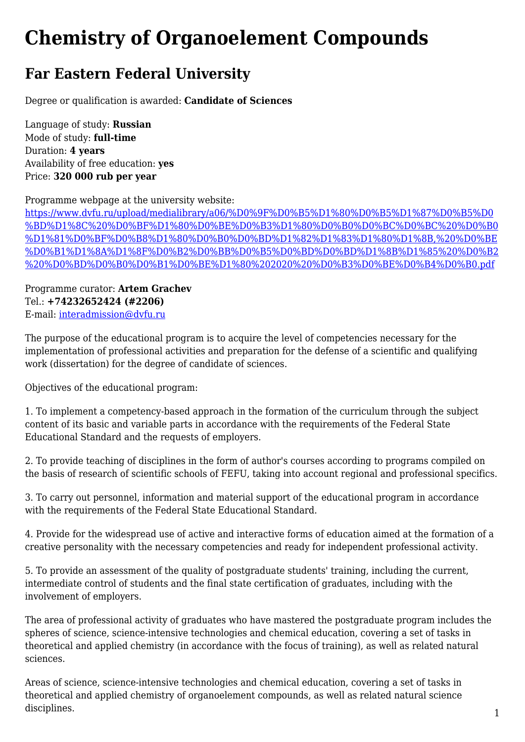# Chemistry of Organoelement Compounds

## Far Eastern Federal University

Degree or qualification is awarded: **Candidate of Sciences**

Language of study: **Russian**
Mode of study: **full-time**
Duration: **4 years**
Availability of free education: **yes**
Price: **320 000 rub per year**

Programme webpage at the university website:
[https://www.dvfu.ru/upload/medialibrary/a06/%D0%9F%D0%B5%D1%80%D0%B5%D1%87%D0%B5%D0%BD%D1%8C%20%D0%BF%D1%80%D0%BE%D0%B3%D1%80%D0%B0%D0%BC%D0%BC%20%D0%B0%D1%81%D0%BF%D0%B8%D1%80%D0%B0%D0%BD%D1%82%D1%83%D1%80%D1%8B,%20%D0%BE%D0%B1%D1%8A%D1%8F%D0%B2%D0%BB%D0%B5%D0%BD%D0%BD%D1%8B%D1%85%20%D0%B2%20%D0%BD%D0%B0%D0%B1%D0%BE%D1%80%202020%20%D0%B3%D0%BE%D0%B4%D0%B0.pdf](https://www.dvfu.ru/upload/medialibrary/a06/%D0%9F%D0%B5%D1%80%D0%B5%D1%87%D0%B5%D0%BD%D1%8C%20%D0%BF%D1%80%D0%BE%D0%B3%D1%80%D0%B0%D0%BC%D0%BC%20%D0%B0%D1%81%D0%BF%D0%B8%D1%80%D0%B0%D0%BD%D1%82%D1%83%D1%80%D1%8B,%20%D0%BE%D0%B1%D1%8A%D1%8F%D0%B2%D0%BB%D0%B5%D0%BD%D0%BD%D1%8B%D1%85%20%D0%B2%20%D0%BD%D0%B0%D0%B1%D0%BE%D1%80%202020%20%D0%B3%D0%BE%D0%B4%D0%B0.pdf)

Programme curator: **Artem Grachev**
Tel.: **+74232652424 (#2206)**
E-mail: [interadmission@dvfu.ru](mailto:interadmission@dvfu.ru)

The purpose of the educational program is to acquire the level of competencies necessary for the implementation of professional activities and preparation for the defense of a scientific and qualifying work (dissertation) for the degree of candidate of sciences.

Objectives of the educational program:

1. To implement a competency-based approach in the formation of the curriculum through the subject content of its basic and variable parts in accordance with the requirements of the Federal State Educational Standard and the requests of employers.

2. To provide teaching of disciplines in the form of author's courses according to programs compiled on the basis of research of scientific schools of FEFU, taking into account regional and professional specifics.

3. To carry out personnel, information and material support of the educational program in accordance with the requirements of the Federal State Educational Standard.

4. Provide for the widespread use of active and interactive forms of education aimed at the formation of a creative personality with the necessary competencies and ready for independent professional activity.

5. To provide an assessment of the quality of postgraduate students' training, including the current, intermediate control of students and the final state certification of graduates, including with the involvement of employers.

The area of professional activity of graduates who have mastered the postgraduate program includes the spheres of science, science-intensive technologies and chemical education, covering a set of tasks in theoretical and applied chemistry (in accordance with the focus of training), as well as related natural sciences.

Areas of science, science-intensive technologies and chemical education, covering a set of tasks in theoretical and applied chemistry of organoelement compounds, as well as related natural science disciplines.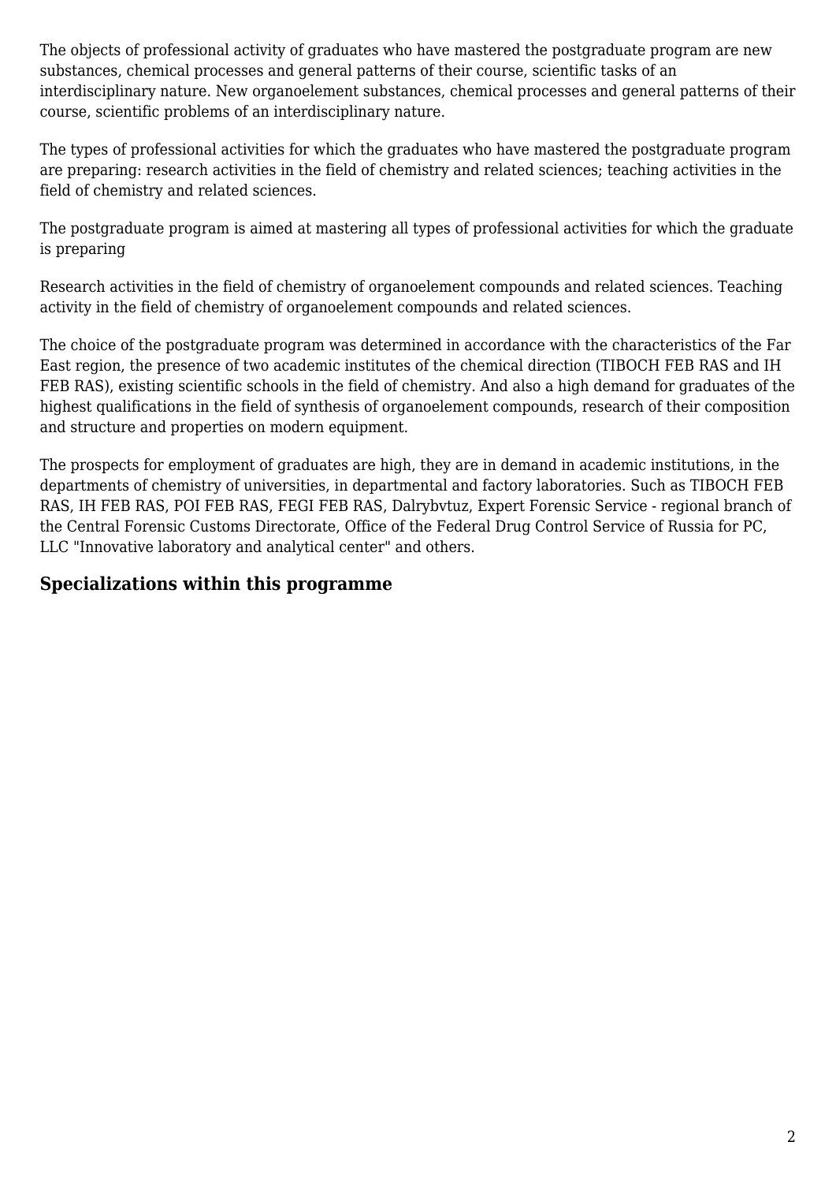The objects of professional activity of graduates who have mastered the postgraduate program are new substances, chemical processes and general patterns of their course, scientific tasks of an interdisciplinary nature. New organoelement substances, chemical processes and general patterns of their course, scientific problems of an interdisciplinary nature.

The types of professional activities for which the graduates who have mastered the postgraduate program are preparing: research activities in the field of chemistry and related sciences; teaching activities in the field of chemistry and related sciences.

The postgraduate program is aimed at mastering all types of professional activities for which the graduate is preparing

Research activities in the field of chemistry of organoelement compounds and related sciences. Teaching activity in the field of chemistry of organoelement compounds and related sciences.

The choice of the postgraduate program was determined in accordance with the characteristics of the Far East region, the presence of two academic institutes of the chemical direction (TIBOCH FEB RAS and IH FEB RAS), existing scientific schools in the field of chemistry. And also a high demand for graduates of the highest qualifications in the field of synthesis of organoelement compounds, research of their composition and structure and properties on modern equipment.

The prospects for employment of graduates are high, they are in demand in academic institutions, in the departments of chemistry of universities, in departmental and factory laboratories. Such as TIBOCH FEB RAS, IH FEB RAS, POI FEB RAS, FEGI FEB RAS, Dalrybvtuz, Expert Forensic Service - regional branch of the Central Forensic Customs Directorate, Office of the Federal Drug Control Service of Russia for PC, LLC "Innovative laboratory and analytical center" and others.

## Specializations within this programme